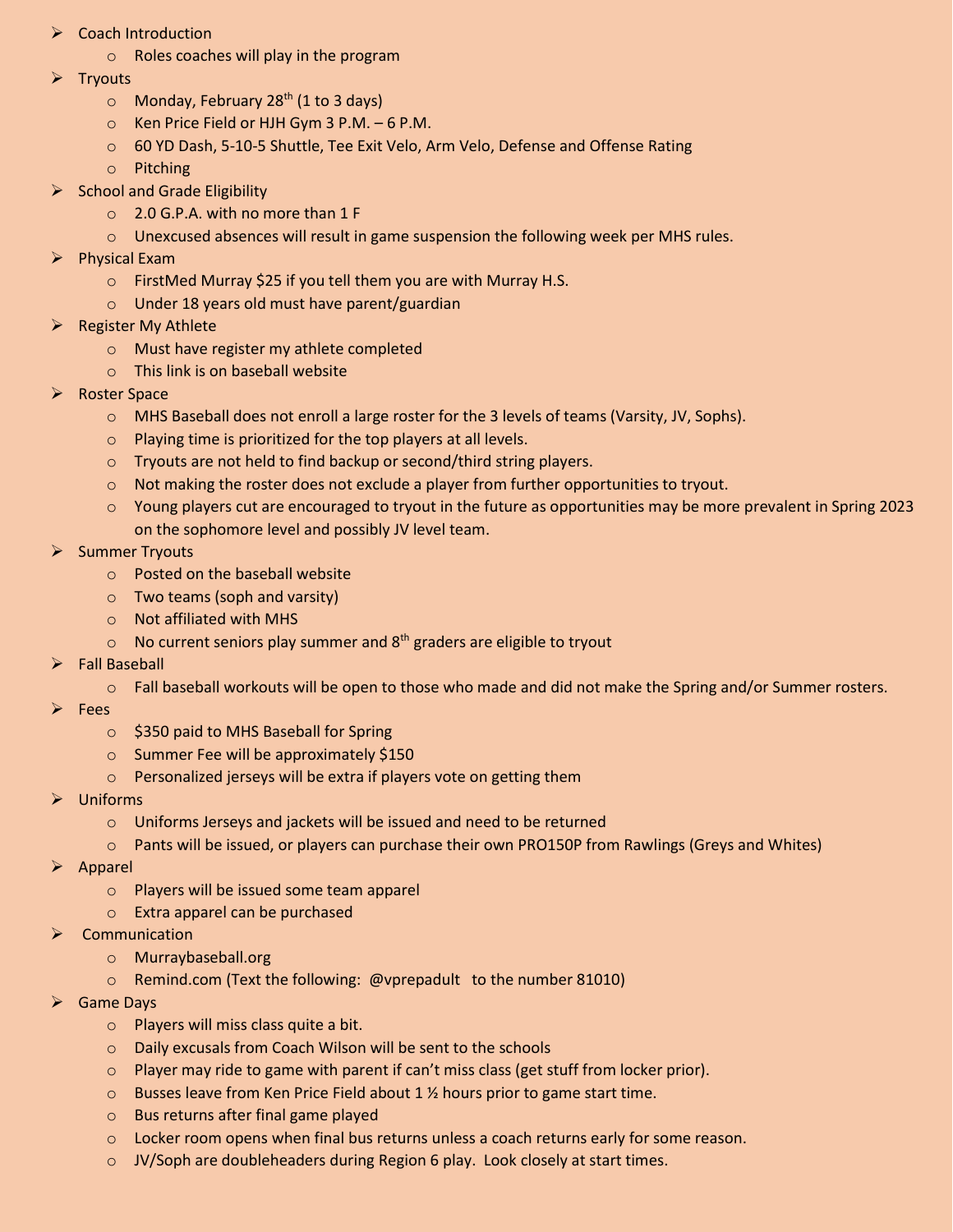- Coach Introduction
    - Roles coaches will play in the program
- Tryouts
    - Monday, February 28th (1 to 3 days)
    - Ken Price Field or HJH Gym 3 P.M. – 6 P.M.
    - 60 YD Dash, 5-10-5 Shuttle, Tee Exit Velo, Arm Velo, Defense and Offense Rating
    - Pitching
- School and Grade Eligibility
    - 2.0 G.P.A. with no more than 1 F
    - Unexcused absences will result in game suspension the following week per MHS rules.
- Physical Exam
    - FirstMed Murray $25 if you tell them you are with Murray H.S.
    - Under 18 years old must have parent/guardian
- Register My Athlete
    - Must have register my athlete completed
    - This link is on baseball website
- Roster Space
    - MHS Baseball does not enroll a large roster for the 3 levels of teams (Varsity, JV, Sophs).
    - Playing time is prioritized for the top players at all levels.
    - Tryouts are not held to find backup or second/third string players.
    - Not making the roster does not exclude a player from further opportunities to tryout.
    - Young players cut are encouraged to tryout in the future as opportunities may be more prevalent in Spring 2023 on the sophomore level and possibly JV level team.
- Summer Tryouts
    - Posted on the baseball website
    - Two teams (soph and varsity)
    - Not affiliated with MHS
    - No current seniors play summer and 8th graders are eligible to tryout
- Fall Baseball
    - Fall baseball workouts will be open to those who made and did not make the Spring and/or Summer rosters.
- Fees
    - $350 paid to MHS Baseball for Spring
    - Summer Fee will be approximately $150
    - Personalized jerseys will be extra if players vote on getting them
- Uniforms
    - Uniforms Jerseys and jackets will be issued and need to be returned
    - Pants will be issued, or players can purchase their own PRO150P from Rawlings (Greys and Whites)
- Apparel
    - Players will be issued some team apparel
    - Extra apparel can be purchased
- Communication
    - Murraybaseball.org
    - Remind.com (Text the following: @vprepadult to the number 81010)
- Game Days
    - Players will miss class quite a bit.
    - Daily excusals from Coach Wilson will be sent to the schools
    - Player may ride to game with parent if can't miss class (get stuff from locker prior).
    - Busses leave from Ken Price Field about 1 ½ hours prior to game start time.
    - Bus returns after final game played
    - Locker room opens when final bus returns unless a coach returns early for some reason.
    - JV/Soph are doubleheaders during Region 6 play. Look closely at start times.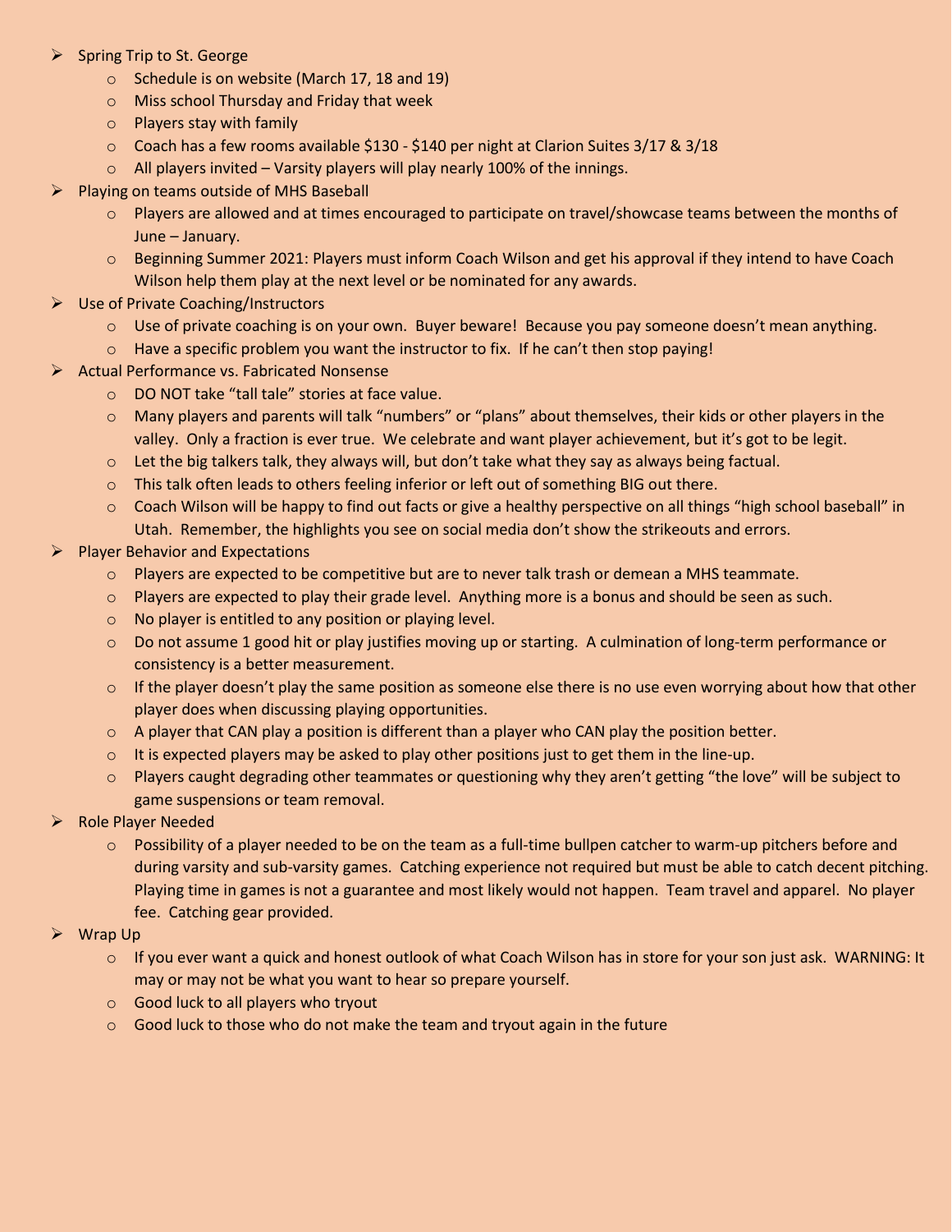- Spring Trip to St. George
  - Schedule is on website (March 17, 18 and 19)
  - Miss school Thursday and Friday that week
  - Players stay with family
  - Coach has a few rooms available $130 - $140 per night at Clarion Suites 3/17 & 3/18
  - All players invited – Varsity players will play nearly 100% of the innings.
- Playing on teams outside of MHS Baseball
  - Players are allowed and at times encouraged to participate on travel/showcase teams between the months of June – January.
  - Beginning Summer 2021: Players must inform Coach Wilson and get his approval if they intend to have Coach Wilson help them play at the next level or be nominated for any awards.
- Use of Private Coaching/Instructors
  - Use of private coaching is on your own. Buyer beware! Because you pay someone doesn't mean anything.
  - Have a specific problem you want the instructor to fix. If he can't then stop paying!
- Actual Performance vs. Fabricated Nonsense
  - DO NOT take "tall tale" stories at face value.
  - Many players and parents will talk "numbers" or "plans" about themselves, their kids or other players in the valley. Only a fraction is ever true. We celebrate and want player achievement, but it's got to be legit.
  - Let the big talkers talk, they always will, but don't take what they say as always being factual.
  - This talk often leads to others feeling inferior or left out of something BIG out there.
  - Coach Wilson will be happy to find out facts or give a healthy perspective on all things "high school baseball" in Utah. Remember, the highlights you see on social media don't show the strikeouts and errors.
- Player Behavior and Expectations
  - Players are expected to be competitive but are to never talk trash or demean a MHS teammate.
  - Players are expected to play their grade level. Anything more is a bonus and should be seen as such.
  - No player is entitled to any position or playing level.
  - Do not assume 1 good hit or play justifies moving up or starting. A culmination of long-term performance or consistency is a better measurement.
  - If the player doesn't play the same position as someone else there is no use even worrying about how that other player does when discussing playing opportunities.
  - A player that CAN play a position is different than a player who CAN play the position better.
  - It is expected players may be asked to play other positions just to get them in the line-up.
  - Players caught degrading other teammates or questioning why they aren't getting "the love" will be subject to game suspensions or team removal.
- Role Player Needed
  - Possibility of a player needed to be on the team as a full-time bullpen catcher to warm-up pitchers before and during varsity and sub-varsity games. Catching experience not required but must be able to catch decent pitching. Playing time in games is not a guarantee and most likely would not happen. Team travel and apparel. No player fee. Catching gear provided.
- Wrap Up
  - If you ever want a quick and honest outlook of what Coach Wilson has in store for your son just ask. WARNING: It may or may not be what you want to hear so prepare yourself.
  - Good luck to all players who tryout
  - Good luck to those who do not make the team and tryout again in the future